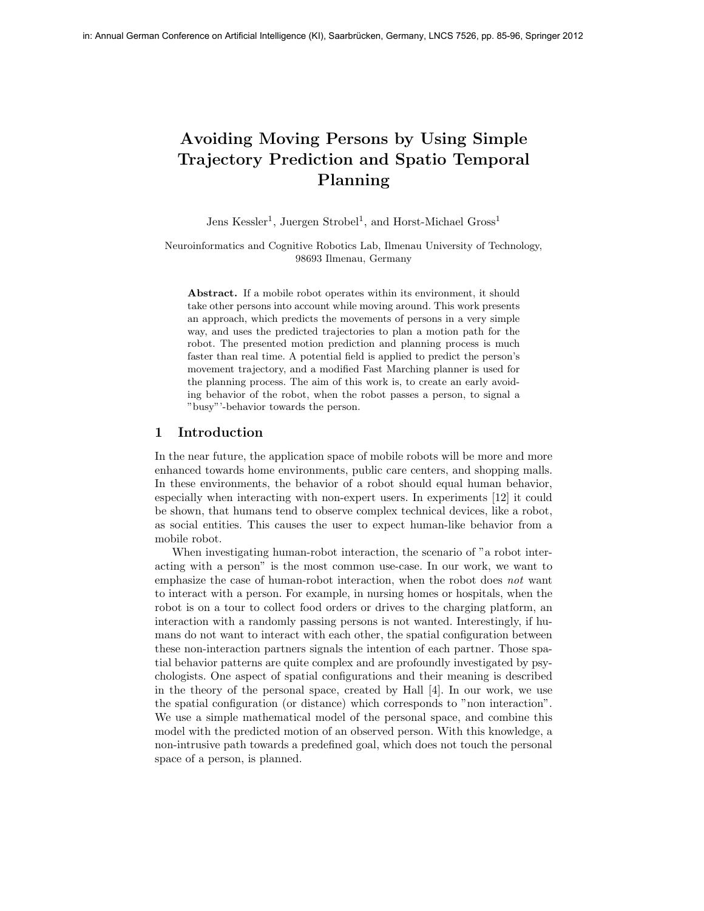in: Annual German Conference on Artificial Intelligence (KI), Saarbrücken, Germany, LNCS 7526, pp. 85-96, Springer 2012

# Avoiding Moving Persons by Using Simple Trajectory Prediction and Spatio Temporal Planning

Jens Kessler[1], Juergen Strobel[1], and Horst-Michael Gross[1]

[1] Neuroinformatics and Cognitive Robotics Lab, Ilmenau University of Technology, 98693 Ilmenau, Germany

**Abstract.** If a mobile robot operates within its environment, it should take other persons into account while moving around. This work presents an approach, which predicts the movements of persons in a very simple way, and uses the predicted trajectories to plan a motion path for the robot. The presented motion prediction and planning process is much faster than real time. A potential field is applied to predict the person's movement trajectory, and a modified Fast Marching planner is used for the planning process. The aim of this work is, to create an early avoiding behavior of the robot, when the robot passes a person, to signal a "busy"'-behavior towards the person.

## 1 Introduction

In the near future, the application space of mobile robots will be more and more enhanced towards home environments, public care centers, and shopping malls. In these environments, the behavior of a robot should equal human behavior, especially when interacting with non-expert users. In experiments [12] it could be shown, that humans tend to observe complex technical devices, like a robot, as social entities. This causes the user to expect human-like behavior from a mobile robot.

When investigating human-robot interaction, the scenario of "a robot interacting with a person" is the most common use-case. In our work, we want to emphasize the case of human-robot interaction, when the robot does *not* want to interact with a person. For example, in nursing homes or hospitals, when the robot is on a tour to collect food orders or drives to the charging platform, an interaction with a randomly passing persons is not wanted. Interestingly, if humans do not want to interact with each other, the spatial configuration between these non-interaction partners signals the intention of each partner. Those spatial behavior patterns are quite complex and are profoundly investigated by psychologists. One aspect of spatial configurations and their meaning is described in the theory of the personal space, created by Hall [4]. In our work, we use the spatial configuration (or distance) which corresponds to "non interaction". We use a simple mathematical model of the personal space, and combine this model with the predicted motion of an observed person. With this knowledge, a non-intrusive path towards a predefined goal, which does not touch the personal space of a person, is planned.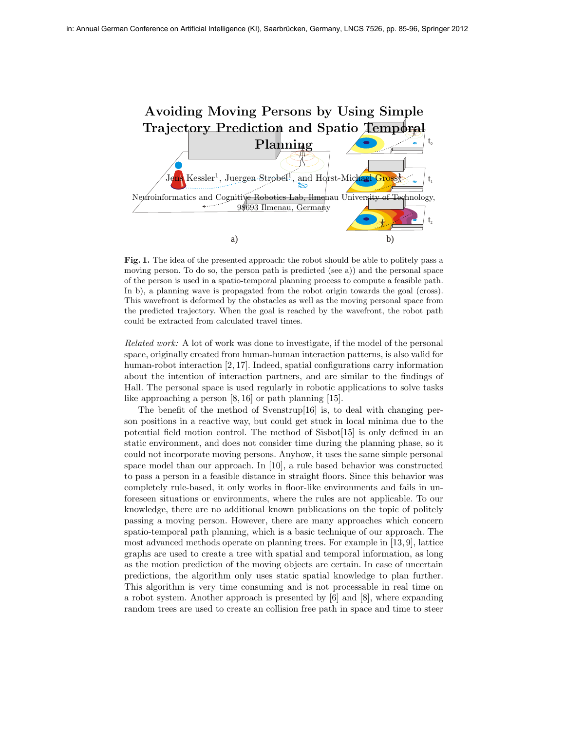a) b)

**Fig. 1.** The idea of the presented approach: the robot should be able to politely pass a moving person. To do so, the person path is predicted (see a)) and the personal space of the person is used in a spatio-temporal planning process to compute a feasible path. In b), a planning wave is propagated from the robot origin towards the goal (cross). This wavefront is deformed by the obstacles as well as the moving personal space from the predicted trajectory. When the goal is reached by the wavefront, the robot path could be extracted from calculated travel times.

*Related work:* A lot of work was done to investigate, if the model of the personal space, originally created from human-human interaction patterns, is also valid for human-robot interaction [2, 17]. Indeed, spatial configurations carry information about the intention of interaction partners, and are similar to the findings of Hall. The personal space is used regularly in robotic applications to solve tasks like approaching a person [8, 16] or path planning [15].

The benefit of the method of Svenstrup[16] is, to deal with changing person positions in a reactive way, but could get stuck in local minima due to the potential field motion control. The method of Sisbot[15] is only defined in an static environment, and does not consider time during the planning phase, so it could not incorporate moving persons. Anyhow, it uses the same simple personal space model than our approach. In [10], a rule based behavior was constructed to pass a person in a feasible distance in straight floors. Since this behavior was completely rule-based, it only works in floor-like environments and fails in unforeseen situations or environments, where the rules are not applicable. To our knowledge, there are no additional known publications on the topic of politely passing a moving person. However, there are many approaches which concern spatio-temporal path planning, which is a basic technique of our approach. The most advanced methods operate on planning trees. For example in [13, 9], lattice graphs are used to create a tree with spatial and temporal information, as long as the motion prediction of the moving objects are certain. In case of uncertain predictions, the algorithm only uses static spatial knowledge to plan further. This algorithm is very time consuming and is not processable in real time on a robot system. Another approach is presented by [6] and [8], where expanding random trees are used to create an collision free path in space and time to steer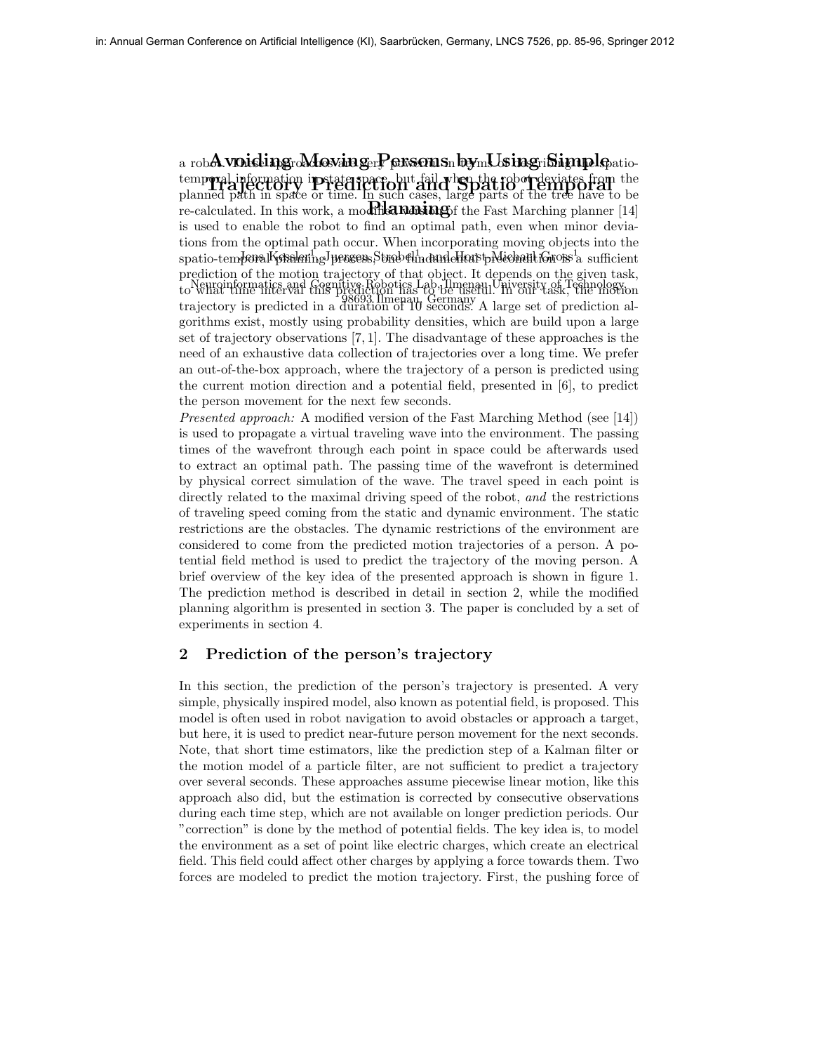a robot. These approaches are very powerful in terms of describing the spatio-temporal information in state space, but fail when the robot deviates from the planned path in space or time. In such cases, large parts of the tree have to be re-calculated. In this work, a modified version of the Fast Marching planner [14] is used to enable the robot to find an optimal path, even when minor deviations from the optimal path occur. When incorporating moving objects into the spatio-temporal planning process, one fundamental precondition is a sufficient prediction of the motion trajectory of that object. It depends on the given task, to what time interval this prediction has to be useful. In our task, the motion trajectory is predicted in a duration of 10 seconds. A large set of prediction algorithms exist, mostly using probability densities, which are build upon a large set of trajectory observations [7, 1]. The disadvantage of these approaches is the need of an exhaustive data collection of trajectories over a long time. We prefer an out-of-the-box approach, where the trajectory of a person is predicted using the current motion direction and a potential field, presented in [6], to predict the person movement for the next few seconds.

*Presented approach:* A modified version of the Fast Marching Method (see [14]) is used to propagate a virtual traveling wave into the environment. The passing times of the wavefront through each point in space could be afterwards used to extract an optimal path. The passing time of the wavefront is determined by physical correct simulation of the wave. The travel speed in each point is directly related to the maximal driving speed of the robot, *and* the restrictions of traveling speed coming from the static and dynamic environment. The static restrictions are the obstacles. The dynamic restrictions of the environment are considered to come from the predicted motion trajectories of a person. A potential field method is used to predict the trajectory of the moving person. A brief overview of the key idea of the presented approach is shown in figure 1. The prediction method is described in detail in section 2, while the modified planning algorithm is presented in section 3. The paper is concluded by a set of experiments in section 4.

## 2 Prediction of the person's trajectory

In this section, the prediction of the person's trajectory is presented. A very simple, physically inspired model, also known as potential field, is proposed. This model is often used in robot navigation to avoid obstacles or approach a target, but here, it is used to predict near-future person movement for the next seconds. Note, that short time estimators, like the prediction step of a Kalman filter or the motion model of a particle filter, are not sufficient to predict a trajectory over several seconds. These approaches assume piecewise linear motion, like this approach also did, but the estimation is corrected by consecutive observations during each time step, which are not available on longer prediction periods. Our "correction" is done by the method of potential fields. The key idea is, to model the environment as a set of point like electric charges, which create an electrical field. This field could affect other charges by applying a force towards them. Two forces are modeled to predict the motion trajectory. First, the pushing force of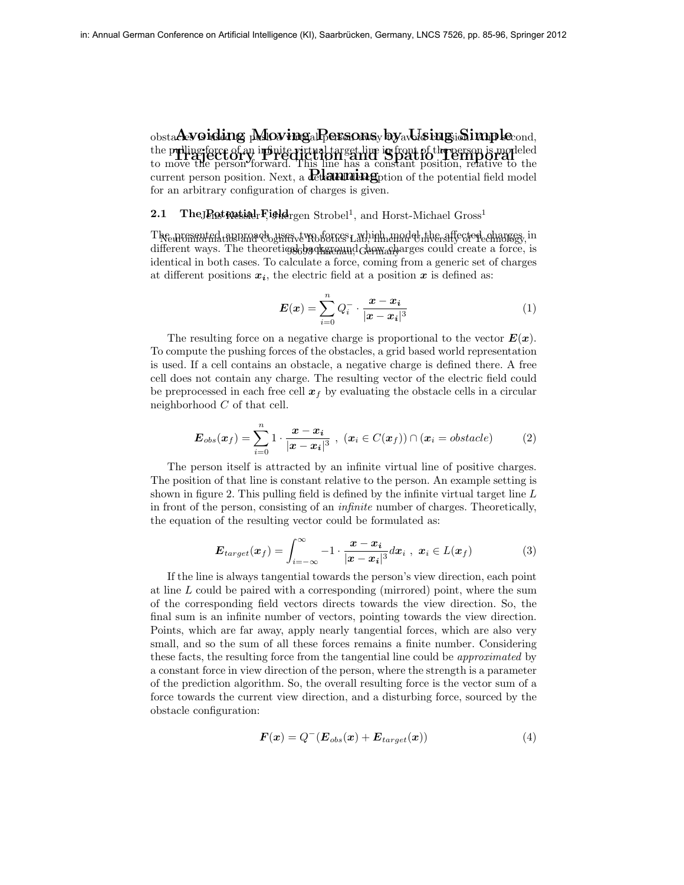obstacles is used to push a virtual person away to avoid collision. In the second, the pulling force of an infinite virtual target line in front of the person is modeled to move the person forward. This line has a constant position, relative to the current person position. Next, a detailed description of the potential field model for an arbitrary configuration of charges is given.

### 2.1 The Potential Field

The presented approach uses two forces, which model the affected charges in different ways. The theoretical background how charges could create a force, is identical in both cases. To calculate a force, coming from a generic set of charges at different positions $\boldsymbol{x_i}$, the electric field at a position $\boldsymbol{x}$ is defined as:

$$\boldsymbol{E}(\boldsymbol{x}) = \sum_{i=0}^{n} Q_i^- \cdot \frac{\boldsymbol{x} - \boldsymbol{x_i}}{|\boldsymbol{x} - \boldsymbol{x_i}|^3} \tag{1}$$

The resulting force on a negative charge is proportional to the vector $\boldsymbol{E}(\boldsymbol{x})$. To compute the pushing forces of the obstacles, a grid based world representation is used. If a cell contains an obstacle, a negative charge is defined there. A free cell does not contain any charge. The resulting vector of the electric field could be preprocessed in each free cell $\boldsymbol{x}_f$ by evaluating the obstacle cells in a circular neighborhood $C$ of that cell.

$$\boldsymbol{E}_{obs}(\boldsymbol{x}_f) = \sum_{i=0}^{n} 1 \cdot \frac{\boldsymbol{x} - \boldsymbol{x_i}}{|\boldsymbol{x} - \boldsymbol{x_i}|^3} \;, \; (\boldsymbol{x}_i \in C(\boldsymbol{x}_f)) \cap (\boldsymbol{x}_i = obstacle) \tag{2}$$

The person itself is attracted by an infinite virtual line of positive charges. The position of that line is constant relative to the person. An example setting is shown in figure 2. This pulling field is defined by the infinite virtual target line $L$ in front of the person, consisting of an *infinite* number of charges. Theoretically, the equation of the resulting vector could be formulated as:

$$\boldsymbol{E}_{target}(\boldsymbol{x}_f) = \int_{i=-\infty}^{\infty} -1 \cdot \frac{\boldsymbol{x} - \boldsymbol{x_i}}{|\boldsymbol{x} - \boldsymbol{x_i}|^3} d\boldsymbol{x}_i \;, \; \boldsymbol{x}_i \in L(\boldsymbol{x}_f) \tag{3}$$

If the line is always tangential towards the person's view direction, each point at line $L$ could be paired with a corresponding (mirrored) point, where the sum of the corresponding field vectors directs towards the view direction. So, the final sum is an infinite number of vectors, pointing towards the view direction. Points, which are far away, apply nearly tangential forces, which are also very small, and so the sum of all these forces remains a finite number. Considering these facts, the resulting force from the tangential line could be *approximated* by a constant force in view direction of the person, where the strength is a parameter of the prediction algorithm. So, the overall resulting force is the vector sum of a force towards the current view direction, and a disturbing force, sourced by the obstacle configuration:

$$\boldsymbol{F}(\boldsymbol{x}) = Q^-(\boldsymbol{E}_{obs}(\boldsymbol{x}) + \boldsymbol{E}_{target}(\boldsymbol{x})) \tag{4}$$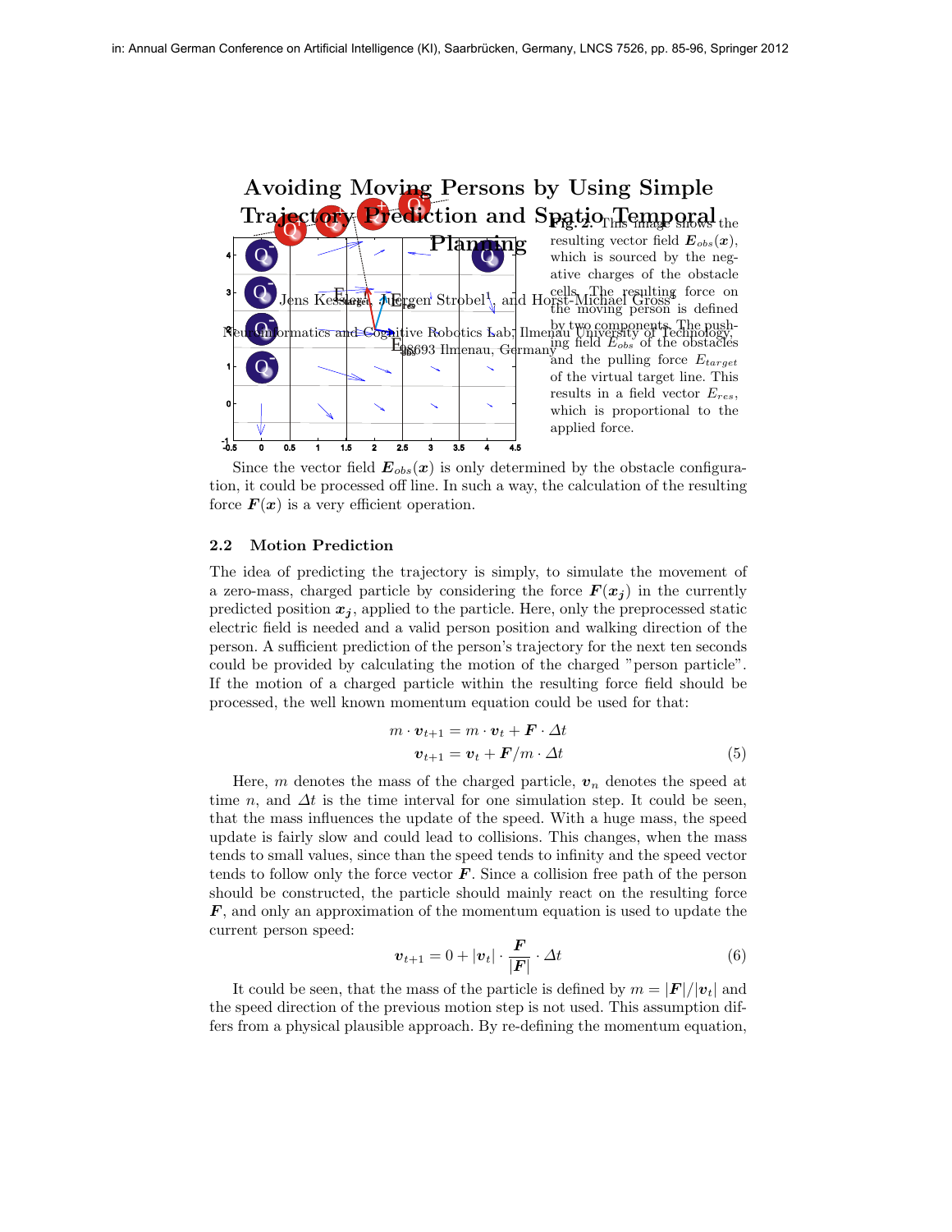**Fig. 2.** This image shows the resulting vector field $\boldsymbol{E}_{obs}(\boldsymbol{x})$, which is sourced by the negative charges of the obstacle cells. The resulting force on the moving person is defined by two components. The pushing field $E_{obs}$ of the obstacles and the pulling force $E_{target}$ of the virtual target line. This results in a field vector $E_{res}$, which is proportional to the applied force.

Since the vector field $\boldsymbol{E}_{obs}(\boldsymbol{x})$ is only determined by the obstacle configuration, it could be processed off line. In such a way, the calculation of the resulting force $\boldsymbol{F}(\boldsymbol{x})$ is a very efficient operation.

### 2.2 Motion Prediction

The idea of predicting the trajectory is simply, to simulate the movement of a zero-mass, charged particle by considering the force $\boldsymbol{F}(\boldsymbol{x_j})$ in the currently predicted position $\boldsymbol{x_j}$, applied to the particle. Here, only the preprocessed static electric field is needed and a valid person position and walking direction of the person. A sufficient prediction of the person's trajectory for the next ten seconds could be provided by calculating the motion of the charged "person particle". If the motion of a charged particle within the resulting force field should be processed, the well known momentum equation could be used for that:

$$
\begin{aligned}
m \cdot \boldsymbol{v}_{t+1} &= m \cdot \boldsymbol{v}_t + \boldsymbol{F} \cdot \Delta t \\
\boldsymbol{v}_{t+1} &= \boldsymbol{v}_t + \boldsymbol{F}/m \cdot \Delta t
\end{aligned}
\tag{5}
$$

Here, $m$ denotes the mass of the charged particle, $\boldsymbol{v}_n$ denotes the speed at time $n$, and $\Delta t$ is the time interval for one simulation step. It could be seen, that the mass influences the update of the speed. With a huge mass, the speed update is fairly slow and could lead to collisions. This changes, when the mass tends to small values, since than the speed tends to infinity and the speed vector tends to follow only the force vector $\boldsymbol{F}$. Since a collision free path of the person should be constructed, the particle should mainly react on the resulting force $\boldsymbol{F}$, and only an approximation of the momentum equation is used to update the current person speed:

$$
\boldsymbol{v}_{t+1} = 0 + |\boldsymbol{v}_t| \cdot \frac{\boldsymbol{F}}{|\boldsymbol{F}|} \cdot \Delta t \tag{6}
$$

It could be seen, that the mass of the particle is defined by $m = |\boldsymbol{F}|/|\boldsymbol{v}_t|$ and the speed direction of the previous motion step is not used. This assumption differs from a physical plausible approach. By re-defining the momentum equation,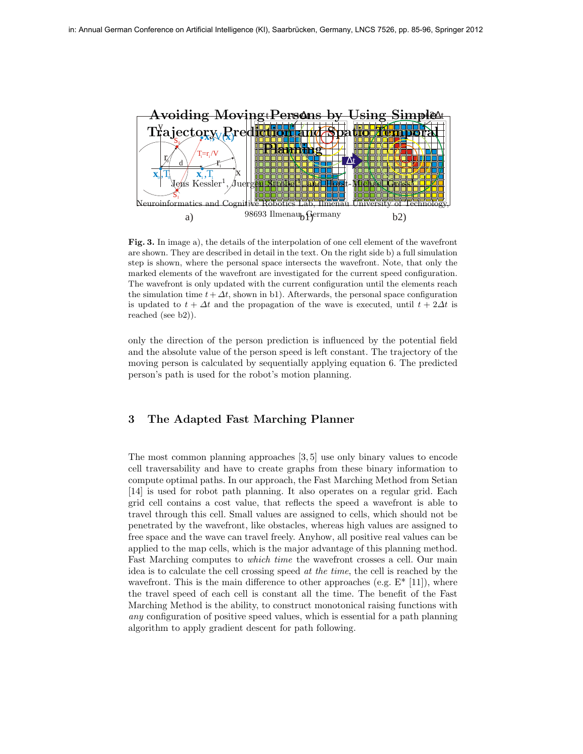**Fig. 3.** In image a), the details of the interpolation of one cell element of the wavefront are shown. They are described in detail in the text. On the right side b) a full simulation step is shown, where the personal space intersects the wavefront. Note, that only the marked elements of the wavefront are investigated for the current speed configuration. The wavefront is only updated with the current configuration until the elements reach the simulation time $t + \Delta t$, shown in b1). Afterwards, the personal space configuration is updated to $t + \Delta t$ and the propagation of the wave is executed, until $t + 2\Delta t$ is reached (see b2)).

only the direction of the person prediction is influenced by the potential field and the absolute value of the person speed is left constant. The trajectory of the moving person is calculated by sequentially applying equation 6. The predicted person's path is used for the robot's motion planning.

## 3 The Adapted Fast Marching Planner

The most common planning approaches [3, 5] use only binary values to encode cell traversability and have to create graphs from these binary information to compute optimal paths. In our approach, the Fast Marching Method from Setian [14] is used for robot path planning. It also operates on a regular grid. Each grid cell contains a cost value, that reflects the speed a wavefront is able to travel through this cell. Small values are assigned to cells, which should not be penetrated by the wavefront, like obstacles, whereas high values are assigned to free space and the wave can travel freely. Anyhow, all positive real values can be applied to the map cells, which is the major advantage of this planning method. Fast Marching computes to *which time* the wavefront crosses a cell. Our main idea is to calculate the cell crossing speed *at the time*, the cell is reached by the wavefront. This is the main difference to other approaches (e.g. E* [11]), where the travel speed of each cell is constant all the time. The benefit of the Fast Marching Method is the ability, to construct monotonical raising functions with *any* configuration of positive speed values, which is essential for a path planning algorithm to apply gradient descent for path following.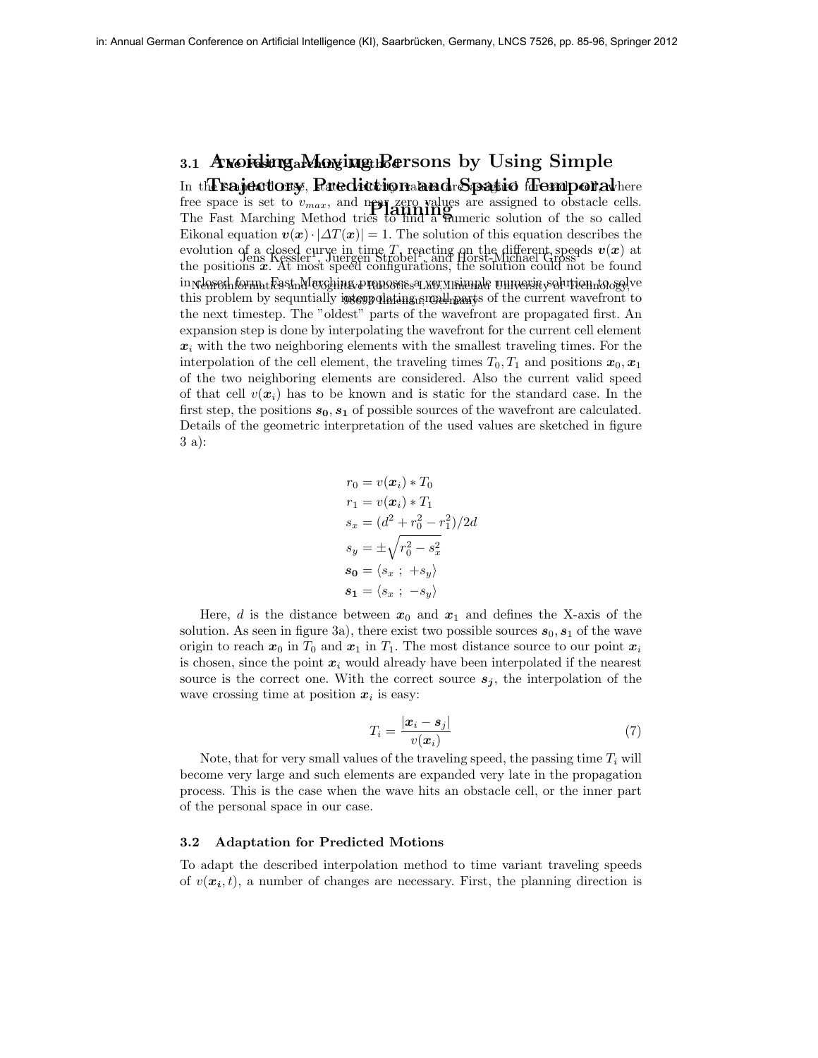### 3.1 The Fast Marching Method

In the standard case, static velocity values are assigned for each cell, where free space is set to $v_{max}$, and near zero values are assigned to obstacle cells. The Fast Marching Method tries to find a numeric solution of the so called Eikonal equation $\boldsymbol{v}(\boldsymbol{x}) \cdot |\Delta T(\boldsymbol{x})| = 1$. The solution of this equation describes the evolution of a closed curve in time $T$, reacting on the different speeds $\boldsymbol{v}(\boldsymbol{x})$ at the positions $\boldsymbol{x}$. At most speed configurations, the solution could not be found in closed form. Fast Marching proposes a very simple numeric solution to solve this problem by sequntially interpolating small parts of the current wavefront to the next timestep. The "oldest" parts of the wavefront are propagated first. An expansion step is done by interpolating the wavefront for the current cell element $\boldsymbol{x}_i$ with the two neighboring elements with the smallest traveling times. For the interpolation of the cell element, the traveling times $T_0, T_1$ and positions $\boldsymbol{x}_0, \boldsymbol{x}_1$ of the two neighboring elements are considered. Also the current valid speed of that cell $v(\boldsymbol{x}_i)$ has to be known and is static for the standard case. In the first step, the positions $\boldsymbol{s_0}, \boldsymbol{s_1}$ of possible sources of the wavefront are calculated. Details of the geometric interpretation of the used values are sketched in figure 3 a):

$$
\begin{aligned}
r_0 &= v(\boldsymbol{x}_i) * T_0 \\
r_1 &= v(\boldsymbol{x}_i) * T_1 \\
s_x &= (d^2 + r_0^2 - r_1^2)/2d \\
s_y &= \pm\sqrt{r_0^2 - s_x^2} \\
\boldsymbol{s_0} &= \langle s_x \ ; \ +s_y \rangle \\
\boldsymbol{s_1} &= \langle s_x \ ; \ -s_y \rangle
\end{aligned}
$$

Here, $d$ is the distance between $\boldsymbol{x}_0$ and $\boldsymbol{x}_1$ and defines the X-axis of the solution. As seen in figure 3a), there exist two possible sources $\boldsymbol{s}_0, \boldsymbol{s}_1$ of the wave origin to reach $\boldsymbol{x}_0$ in $T_0$ and $\boldsymbol{x}_1$ in $T_1$. The most distance source to our point $\boldsymbol{x}_i$ is chosen, since the point $\boldsymbol{x}_i$ would already have been interpolated if the nearest source is the correct one. With the correct source $\boldsymbol{s_j}$, the interpolation of the wave crossing time at position $\boldsymbol{x}_i$ is easy:

$$
T_i = \frac{|\boldsymbol{x}_i - \boldsymbol{s}_j|}{v(\boldsymbol{x}_i)} \tag{7}
$$

Note, that for very small values of the traveling speed, the passing time $T_i$ will become very large and such elements are expanded very late in the propagation process. This is the case when the wave hits an obstacle cell, or the inner part of the personal space in our case.

### 3.2 Adaptation for Predicted Motions

To adapt the described interpolation method to time variant traveling speeds of $v(\boldsymbol{x_i}, t)$, a number of changes are necessary. First, the planning direction is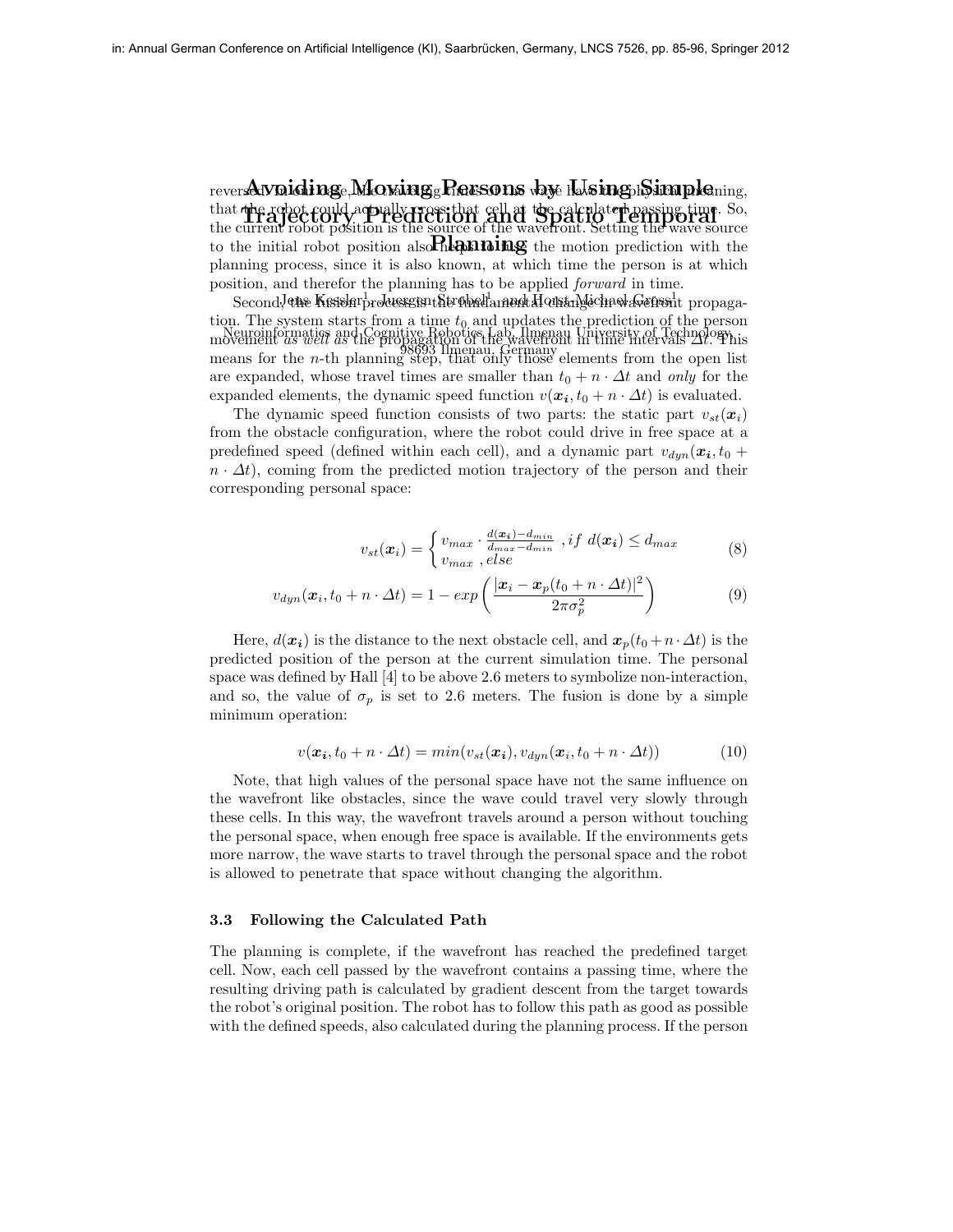reversed to the case, the traveling times of the wave have the physical meaning, that the robot could actually cross that cell at the calculated passing time. So, the current robot position is the source of the wavefront. Setting the wave source to the initial robot position also helps to fuse the motion prediction with the planning process, since it is also known, at which time the person is at which position, and therefor the planning has to be applied *forward* in time.

Second, the fusion process is the fundamental change in wavefront propagation. The system starts from a time $t_0$ and updates the prediction of the person movement *as well as* the propagation of the wavefront in time intervals $\Delta t$. This means for the $n$-th planning step, that only those elements from the open list are expanded, whose travel times are smaller than $t_0 + n \cdot \Delta t$ and *only* for the expanded elements, the dynamic speed function $v(\boldsymbol{x_i}, t_0 + n \cdot \Delta t)$ is evaluated.

The dynamic speed function consists of two parts: the static part $v_{st}(\boldsymbol{x}_i)$ from the obstacle configuration, where the robot could drive in free space at a predefined speed (defined within each cell), and a dynamic part $v_{dyn}(\boldsymbol{x_i}, t_0 + n \cdot \Delta t)$, coming from the predicted motion trajectory of the person and their corresponding personal space:

$$v_{st}(\boldsymbol{x}_i) = \begin{cases} v_{max} \cdot \frac{d(\boldsymbol{x_i}) - d_{min}}{d_{max} - d_{min}} & , if \ d(\boldsymbol{x_i}) \leq d_{max} \\ v_{max} & , else \end{cases} \tag{8}$$

$$v_{dyn}(\boldsymbol{x}_i, t_0 + n \cdot \Delta t) = 1 - exp\left( \frac{|\boldsymbol{x}_i - \boldsymbol{x}_p(t_0 + n \cdot \Delta t)|^2}{2\pi\sigma_p^2} \right) \tag{9}$$

Here, $d(\boldsymbol{x_i})$ is the distance to the next obstacle cell, and $\boldsymbol{x}_p(t_0 + n \cdot \Delta t)$ is the predicted position of the person at the current simulation time. The personal space was defined by Hall [4] to be above 2.6 meters to symbolize non-interaction, and so, the value of $\sigma_p$ is set to 2.6 meters. The fusion is done by a simple minimum operation:

$$v(\boldsymbol{x_i}, t_0 + n \cdot \Delta t) = min(v_{st}(\boldsymbol{x_i}), v_{dyn}(\boldsymbol{x}_i, t_0 + n \cdot \Delta t)) \tag{10}$$

Note, that high values of the personal space have not the same influence on the wavefront like obstacles, since the wave could travel very slowly through these cells. In this way, the wavefront travels around a person without touching the personal space, when enough free space is available. If the environments gets more narrow, the wave starts to travel through the personal space and the robot is allowed to penetrate that space without changing the algorithm.

### 3.3 Following the Calculated Path

The planning is complete, if the wavefront has reached the predefined target cell. Now, each cell passed by the wavefront contains a passing time, where the resulting driving path is calculated by gradient descent from the target towards the robot's original position. The robot has to follow this path as good as possible with the defined speeds, also calculated during the planning process. If the person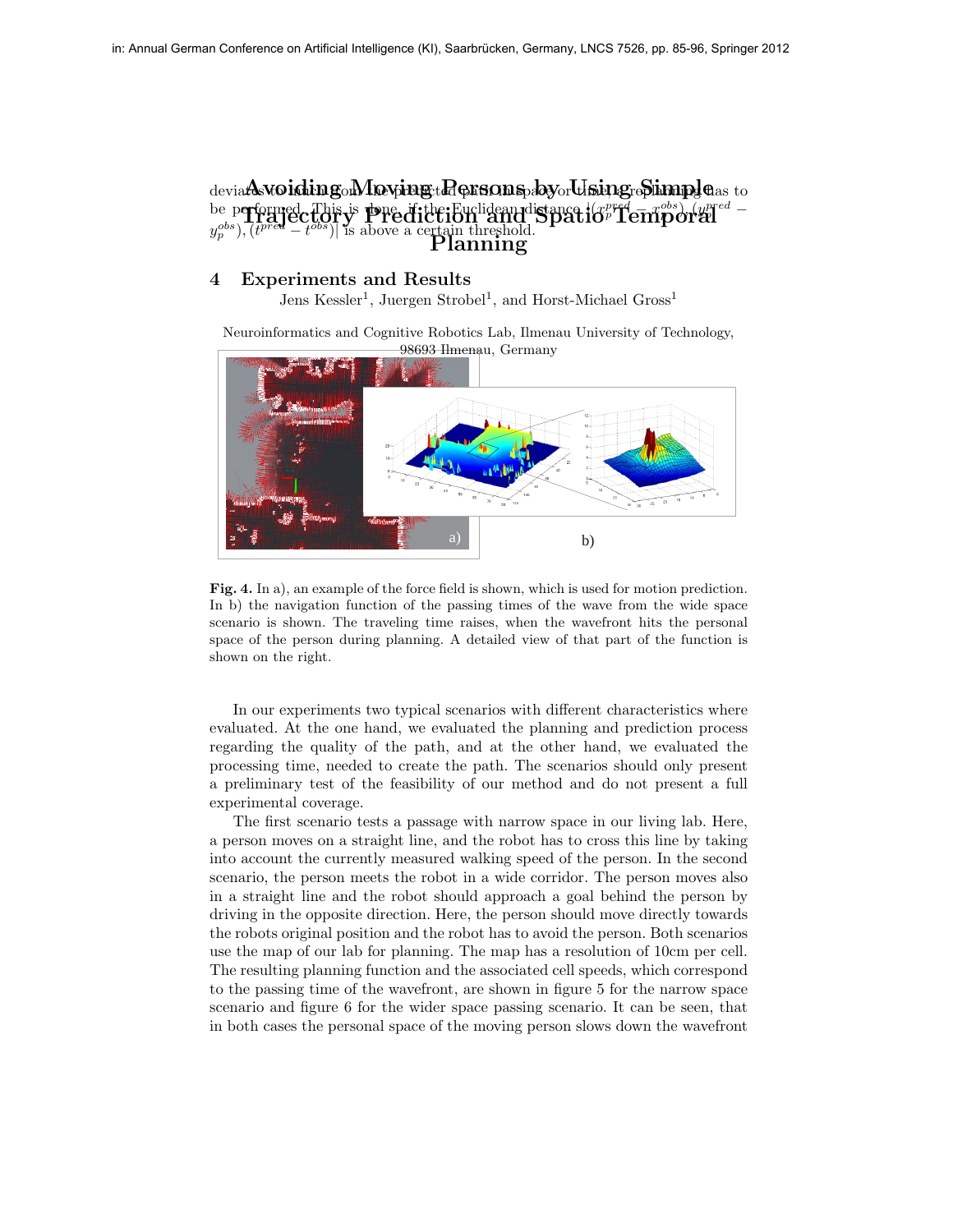deviates to much from the predicted path in space or time, replanning has to be performed. This is done, if the Euclidean distance $|(x_p^{pred} - x_p^{obs}), (y_p^{pred} - y_p^{obs}), (t^{pred} - t^{obs})|$ is above a certain threshold.

## 4 Experiments and Results

a)

b)

**Fig. 4.** In a), an example of the force field is shown, which is used for motion prediction. In b) the navigation function of the passing times of the wave from the wide space scenario is shown. The traveling time raises, when the wavefront hits the personal space of the person during planning. A detailed view of that part of the function is shown on the right.

In our experiments two typical scenarios with different characteristics where evaluated. At the one hand, we evaluated the planning and prediction process regarding the quality of the path, and at the other hand, we evaluated the processing time, needed to create the path. The scenarios should only present a preliminary test of the feasibility of our method and do not present a full experimental coverage.

The first scenario tests a passage with narrow space in our living lab. Here, a person moves on a straight line, and the robot has to cross this line by taking into account the currently measured walking speed of the person. In the second scenario, the person meets the robot in a wide corridor. The person moves also in a straight line and the robot should approach a goal behind the person by driving in the opposite direction. Here, the person should move directly towards the robots original position and the robot has to avoid the person. Both scenarios use the map of our lab for planning. The map has a resolution of 10cm per cell. The resulting planning function and the associated cell speeds, which correspond to the passing time of the wavefront, are shown in figure 5 for the narrow space scenario and figure 6 for the wider space passing scenario. It can be seen, that in both cases the personal space of the moving person slows down the wavefront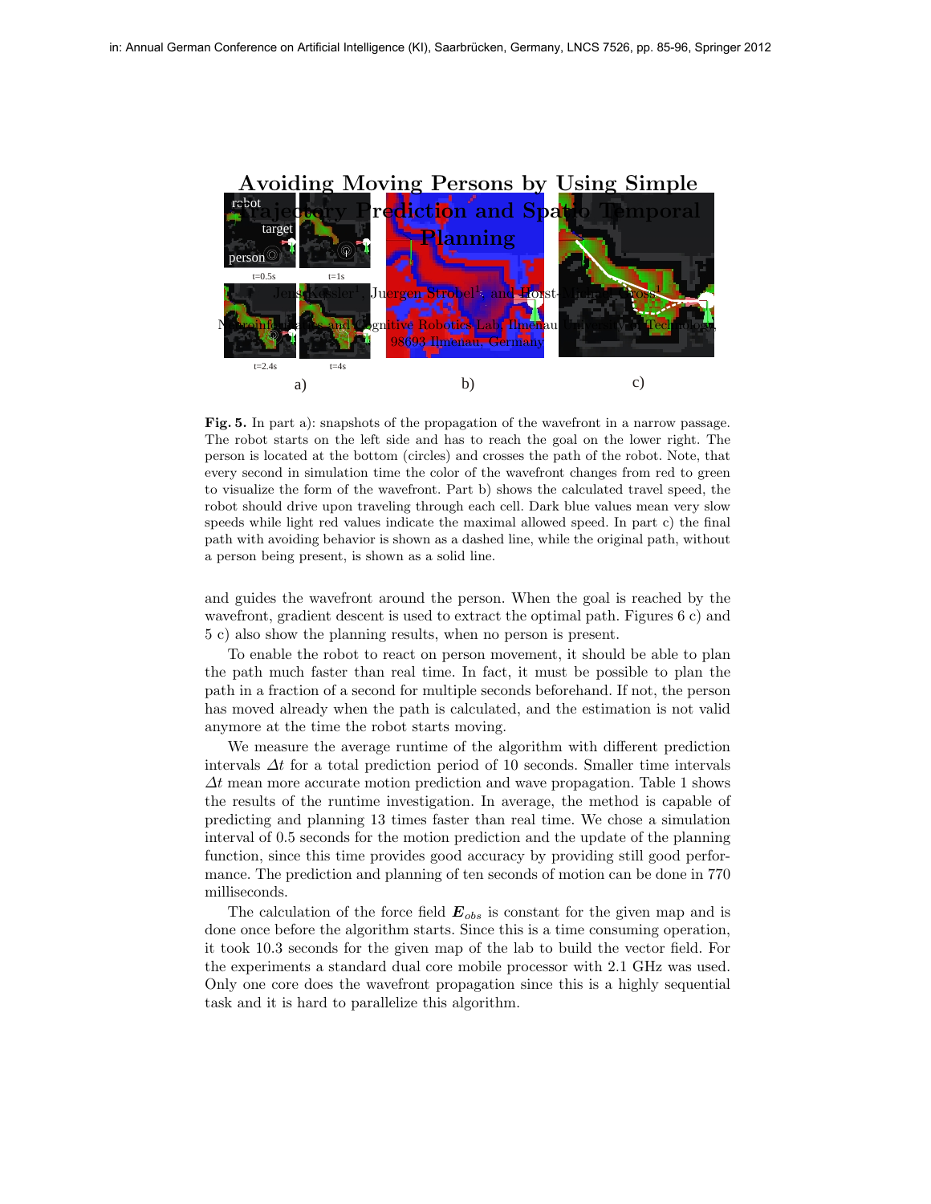a)

b)

c)

**Fig. 5.** In part a): snapshots of the propagation of the wavefront in a narrow passage. The robot starts on the left side and has to reach the goal on the lower right. The person is located at the bottom (circles) and crosses the path of the robot. Note, that every second in simulation time the color of the wavefront changes from red to green to visualize the form of the wavefront. Part b) shows the calculated travel speed, the robot should drive upon traveling through each cell. Dark blue values mean very slow speeds while light red values indicate the maximal allowed speed. In part c) the final path with avoiding behavior is shown as a dashed line, while the original path, without a person being present, is shown as a solid line.

and guides the wavefront around the person. When the goal is reached by the wavefront, gradient descent is used to extract the optimal path. Figures 6 c) and 5 c) also show the planning results, when no person is present.

To enable the robot to react on person movement, it should be able to plan the path much faster than real time. In fact, it must be possible to plan the path in a fraction of a second for multiple seconds beforehand. If not, the person has moved already when the path is calculated, and the estimation is not valid anymore at the time the robot starts moving.

We measure the average runtime of the algorithm with different prediction intervals $\Delta t$ for a total prediction period of 10 seconds. Smaller time intervals $\Delta t$ mean more accurate motion prediction and wave propagation. Table 1 shows the results of the runtime investigation. In average, the method is capable of predicting and planning 13 times faster than real time. We chose a simulation interval of 0.5 seconds for the motion prediction and the update of the planning function, since this time provides good accuracy by providing still good performance. The prediction and planning of ten seconds of motion can be done in 770 milliseconds.

The calculation of the force field $\boldsymbol{E}_{obs}$ is constant for the given map and is done once before the algorithm starts. Since this is a time consuming operation, it took 10.3 seconds for the given map of the lab to build the vector field. For the experiments a standard dual core mobile processor with 2.1 GHz was used. Only one core does the wavefront propagation since this is a highly sequential task and it is hard to parallelize this algorithm.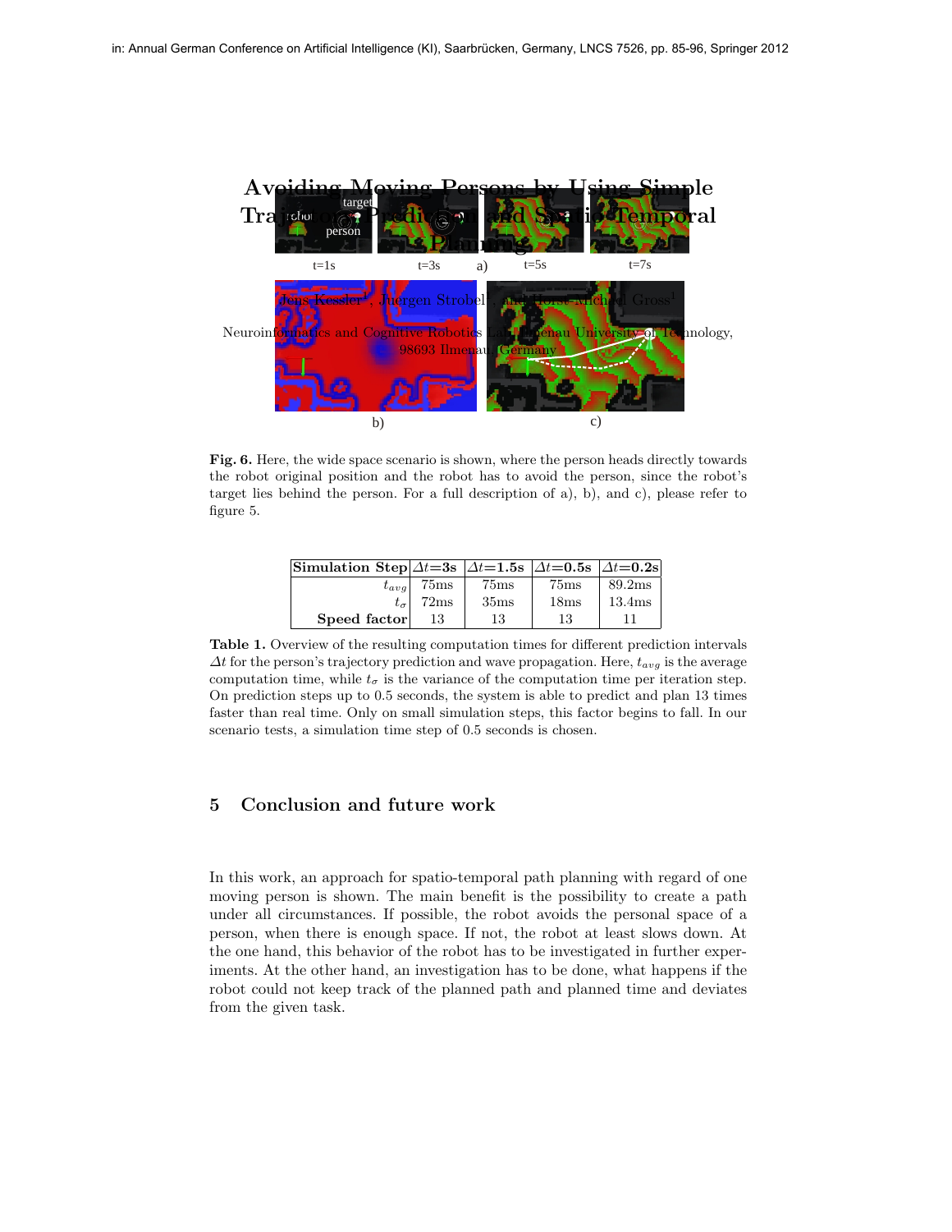**Fig. 6.** Here, the wide space scenario is shown, where the person heads directly towards the robot original position and the robot has to avoid the person, since the robot's target lies behind the person. For a full description of a), b), and c), please refer to figure 5.

| **Simulation Step** | $\Delta t$**=3s** | $\Delta t$**=1.5s** | $\Delta t$**=0.5s** | $\Delta t$**=0.2s** |
|---:|---|---|---|---|
| $t_{avg}$ | 75ms | 75ms | 75ms | 89.2ms |
| $t_{\sigma}$ | 72ms | 35ms | 18ms | 13.4ms |
| **Speed factor** | 13 | 13 | 13 | 11 |

**Table 1.** Overview of the resulting computation times for different prediction intervals $\Delta t$ for the person's trajectory prediction and wave propagation. Here, $t_{avg}$ is the average computation time, while $t_{\sigma}$ is the variance of the computation time per iteration step. On prediction steps up to 0.5 seconds, the system is able to predict and plan 13 times faster than real time. Only on small simulation steps, this factor begins to fall. In our scenario tests, a simulation time step of 0.5 seconds is chosen.

## 5 Conclusion and future work

In this work, an approach for spatio-temporal path planning with regard of one moving person is shown. The main benefit is the possibility to create a path under all circumstances. If possible, the robot avoids the personal space of a person, when there is enough space. If not, the robot at least slows down. At the one hand, this behavior of the robot has to be investigated in further experiments. At the other hand, an investigation has to be done, what happens if the robot could not keep track of the planned path and planned time and deviates from the given task.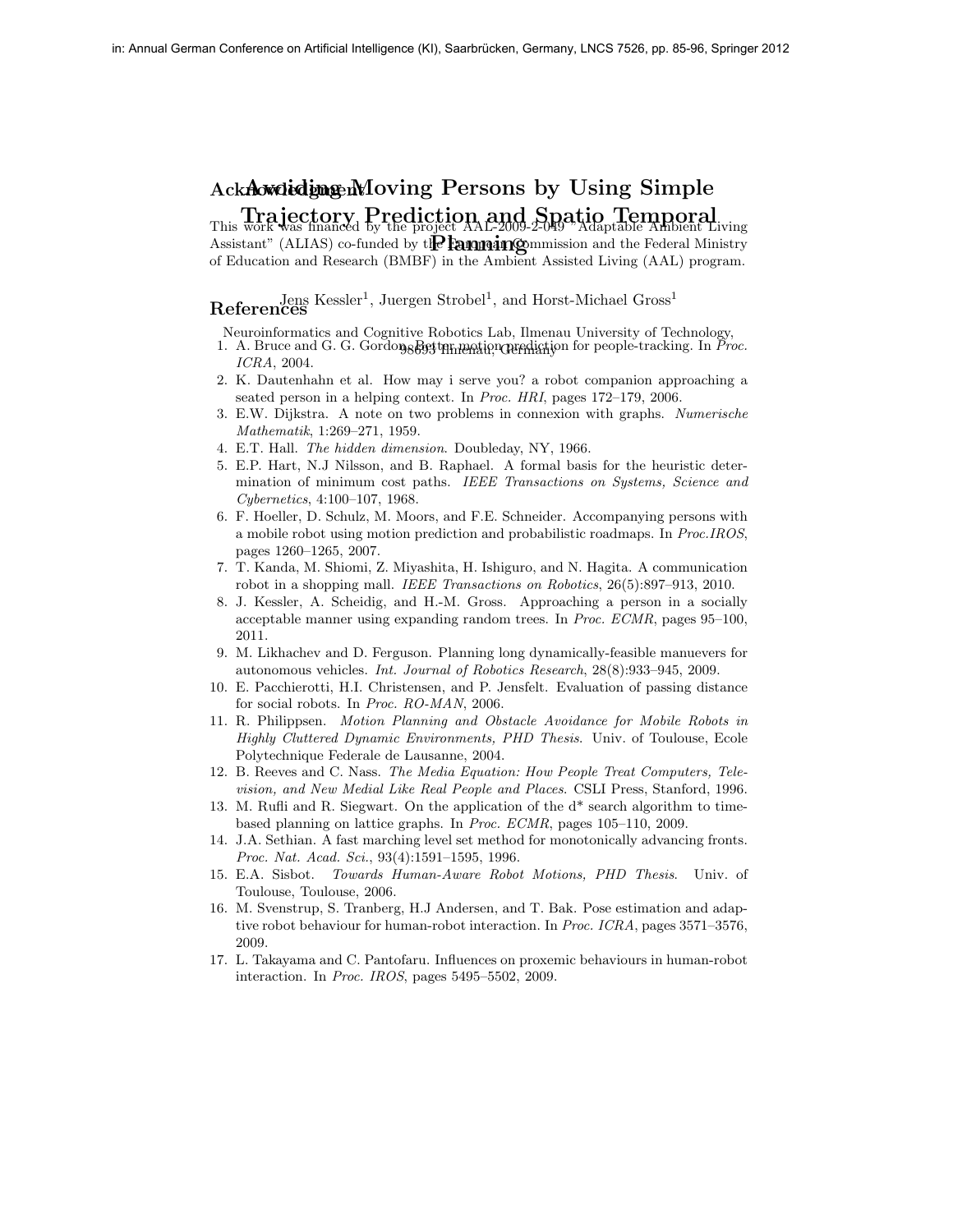# Avoiding Moving Persons by Using Simple Trajectory Prediction and Spatio Temporal Planning

Jens Kessler[1], Juergen Strobel[1], and Horst-Michael Gross[1]

Neuroinformatics and Cognitive Robotics Lab, Ilmenau University of Technology, 98693 Ilmenau, Germany

## Acknowledgement

This work was financed by the project AAL-2009-2-049 "Adaptable Ambient Living Assistant" (ALIAS) co-funded by the European Commission and the Federal Ministry of Education and Research (BMBF) in the Ambient Assisted Living (AAL) program.

## References

1. A. Bruce and G. G. Gordon. Better motion prediction for people-tracking. In *Proc. ICRA*, 2004.
2. K. Dautenhahn et al. How may i serve you? a robot companion approaching a seated person in a helping context. In *Proc. HRI*, pages 172–179, 2006.
3. E.W. Dijkstra. A note on two problems in connexion with graphs. *Numerische Mathematik*, 1:269–271, 1959.
4. E.T. Hall. *The hidden dimension*. Doubleday, NY, 1966.
5. E.P. Hart, N.J Nilsson, and B. Raphael. A formal basis for the heuristic determination of minimum cost paths. *IEEE Transactions on Systems, Science and Cybernetics*, 4:100–107, 1968.
6. F. Hoeller, D. Schulz, M. Moors, and F.E. Schneider. Accompanying persons with a mobile robot using motion prediction and probabilistic roadmaps. In *Proc.IROS*, pages 1260–1265, 2007.
7. T. Kanda, M. Shiomi, Z. Miyashita, H. Ishiguro, and N. Hagita. A communication robot in a shopping mall. *IEEE Transactions on Robotics*, 26(5):897–913, 2010.
8. J. Kessler, A. Scheidig, and H.-M. Gross. Approaching a person in a socially acceptable manner using expanding random trees. In *Proc. ECMR*, pages 95–100, 2011.
9. M. Likhachev and D. Ferguson. Planning long dynamically-feasible manuevers for autonomous vehicles. *Int. Journal of Robotics Research*, 28(8):933–945, 2009.
10. E. Pacchierotti, H.I. Christensen, and P. Jensfelt. Evaluation of passing distance for social robots. In *Proc. RO-MAN*, 2006.
11. R. Philippsen. *Motion Planning and Obstacle Avoidance for Mobile Robots in Highly Cluttered Dynamic Environments, PHD Thesis*. Univ. of Toulouse, Ecole Polytechnique Federale de Lausanne, 2004.
12. B. Reeves and C. Nass. *The Media Equation: How People Treat Computers, Television, and New Medial Like Real People and Places*. CSLI Press, Stanford, 1996.
13. M. Rufli and R. Siegwart. On the application of the d* search algorithm to time-based planning on lattice graphs. In *Proc. ECMR*, pages 105–110, 2009.
14. J.A. Sethian. A fast marching level set method for monotonically advancing fronts. *Proc. Nat. Acad. Sci.*, 93(4):1591–1595, 1996.
15. E.A. Sisbot. *Towards Human-Aware Robot Motions, PHD Thesis*. Univ. of Toulouse, Toulouse, 2006.
16. M. Svenstrup, S. Tranberg, H.J Andersen, and T. Bak. Pose estimation and adaptive robot behaviour for human-robot interaction. In *Proc. ICRA*, pages 3571–3576, 2009.
17. L. Takayama and C. Pantofaru. Influences on proxemic behaviours in human-robot interaction. In *Proc. IROS*, pages 5495–5502, 2009.